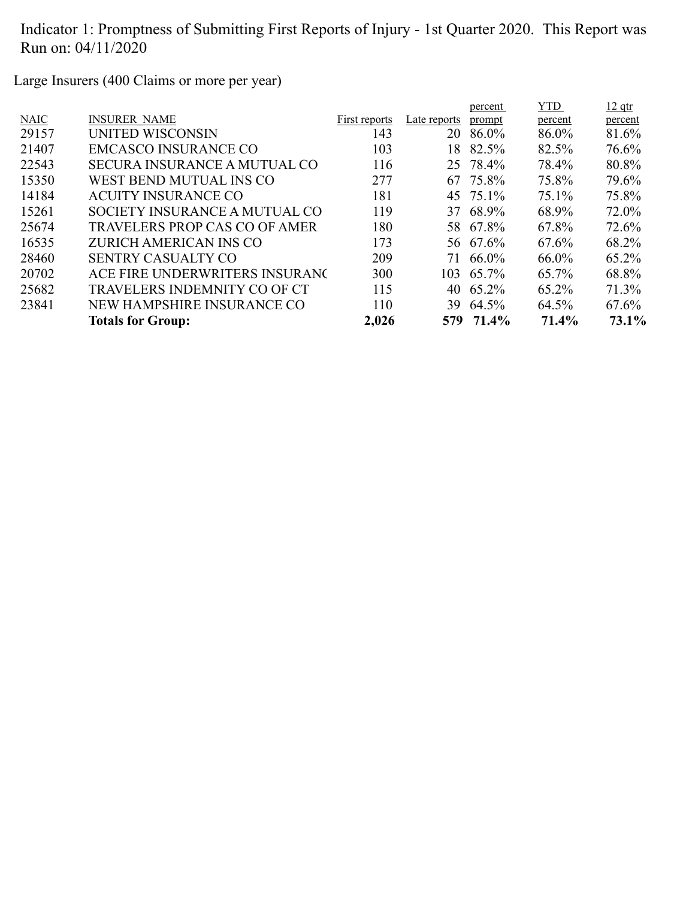Indicator 1: Promptness of Submitting First Reports of Injury - 1st Quarter 2020. This Report was Run on: 04/11/2020

Large Insurers (400 Claims or more per year)

| NAIC | INSURER NAME | First reports | Late reports | percent prompt | YTD percent | 12 qtr percent |
|---|---|---|---|---|---|---|
| 29157 | UNITED WISCONSIN | 143 | 20 | 86.0% | 86.0% | 81.6% |
| 21407 | EMCASCO INSURANCE CO | 103 | 18 | 82.5% | 82.5% | 76.6% |
| 22543 | SECURA INSURANCE A MUTUAL CO | 116 | 25 | 78.4% | 78.4% | 80.8% |
| 15350 | WEST BEND MUTUAL INS CO | 277 | 67 | 75.8% | 75.8% | 79.6% |
| 14184 | ACUITY INSURANCE CO | 181 | 45 | 75.1% | 75.1% | 75.8% |
| 15261 | SOCIETY INSURANCE A MUTUAL CO | 119 | 37 | 68.9% | 68.9% | 72.0% |
| 25674 | TRAVELERS PROP CAS CO OF AMER | 180 | 58 | 67.8% | 67.8% | 72.6% |
| 16535 | ZURICH AMERICAN INS CO | 173 | 56 | 67.6% | 67.6% | 68.2% |
| 28460 | SENTRY CASUALTY CO | 209 | 71 | 66.0% | 66.0% | 65.2% |
| 20702 | ACE FIRE UNDERWRITERS INSURANC | 300 | 103 | 65.7% | 65.7% | 68.8% |
| 25682 | TRAVELERS INDEMNITY CO OF CT | 115 | 40 | 65.2% | 65.2% | 71.3% |
| 23841 | NEW HAMPSHIRE INSURANCE CO | 110 | 39 | 64.5% | 64.5% | 67.6% |
| | **Totals for Group:** | **2,026** | **579** | **71.4%** | **71.4%** | **73.1%** |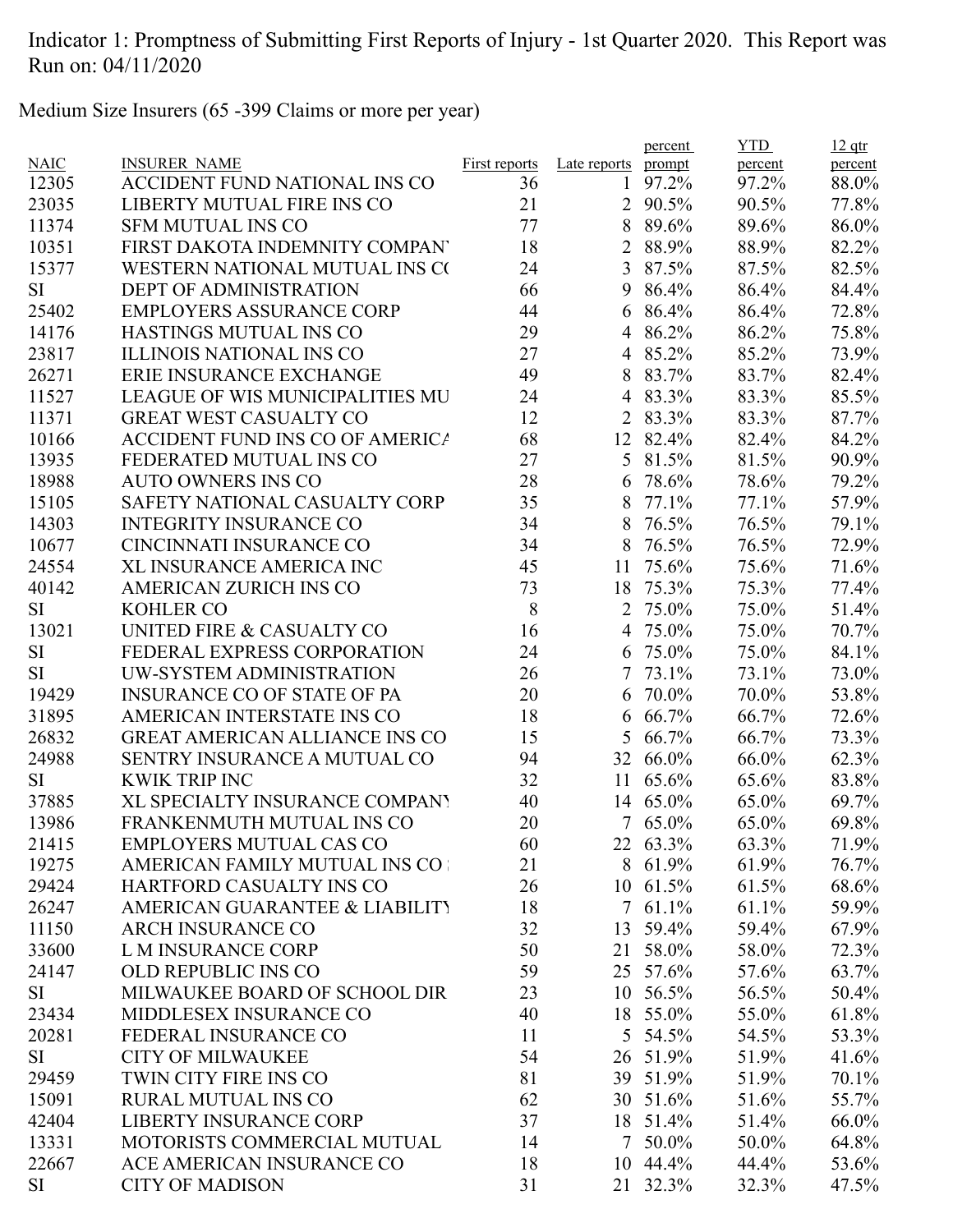Indicator 1: Promptness of Submitting First Reports of Injury - 1st Quarter 2020. This Report was Run on: 04/11/2020

Medium Size Insurers (65 -399 Claims or more per year)

| NAIC | INSURER_NAME | First reports | Late reports | percent prompt | YTD percent | 12 qtr percent |
|---|---|---|---|---|---|---|
| 12305 | ACCIDENT FUND NATIONAL INS CO | 36 | 1 | 97.2% | 97.2% | 88.0% |
| 23035 | LIBERTY MUTUAL FIRE INS CO | 21 | 2 | 90.5% | 90.5% | 77.8% |
| 11374 | SFM MUTUAL INS CO | 77 | 8 | 89.6% | 89.6% | 86.0% |
| 10351 | FIRST DAKOTA INDEMNITY COMPAN | 18 | 2 | 88.9% | 88.9% | 82.2% |
| 15377 | WESTERN NATIONAL MUTUAL INS C( | 24 | 3 | 87.5% | 87.5% | 82.5% |
| SI | DEPT OF ADMINISTRATION | 66 | 9 | 86.4% | 86.4% | 84.4% |
| 25402 | EMPLOYERS ASSURANCE CORP | 44 | 6 | 86.4% | 86.4% | 72.8% |
| 14176 | HASTINGS MUTUAL INS CO | 29 | 4 | 86.2% | 86.2% | 75.8% |
| 23817 | ILLINOIS NATIONAL INS CO | 27 | 4 | 85.2% | 85.2% | 73.9% |
| 26271 | ERIE INSURANCE EXCHANGE | 49 | 8 | 83.7% | 83.7% | 82.4% |
| 11527 | LEAGUE OF WIS MUNICIPALITIES MU | 24 | 4 | 83.3% | 83.3% | 85.5% |
| 11371 | GREAT WEST CASUALTY CO | 12 | 2 | 83.3% | 83.3% | 87.7% |
| 10166 | ACCIDENT FUND INS CO OF AMERICA | 68 | 12 | 82.4% | 82.4% | 84.2% |
| 13935 | FEDERATED MUTUAL INS CO | 27 | 5 | 81.5% | 81.5% | 90.9% |
| 18988 | AUTO OWNERS INS CO | 28 | 6 | 78.6% | 78.6% | 79.2% |
| 15105 | SAFETY NATIONAL CASUALTY CORP | 35 | 8 | 77.1% | 77.1% | 57.9% |
| 14303 | INTEGRITY INSURANCE CO | 34 | 8 | 76.5% | 76.5% | 79.1% |
| 10677 | CINCINNATI INSURANCE CO | 34 | 8 | 76.5% | 76.5% | 72.9% |
| 24554 | XL INSURANCE AMERICA INC | 45 | 11 | 75.6% | 75.6% | 71.6% |
| 40142 | AMERICAN ZURICH INS CO | 73 | 18 | 75.3% | 75.3% | 77.4% |
| SI | KOHLER CO | 8 | 2 | 75.0% | 75.0% | 51.4% |
| 13021 | UNITED FIRE & CASUALTY CO | 16 | 4 | 75.0% | 75.0% | 70.7% |
| SI | FEDERAL EXPRESS CORPORATION | 24 | 6 | 75.0% | 75.0% | 84.1% |
| SI | UW-SYSTEM ADMINISTRATION | 26 | 7 | 73.1% | 73.1% | 73.0% |
| 19429 | INSURANCE CO OF STATE OF PA | 20 | 6 | 70.0% | 70.0% | 53.8% |
| 31895 | AMERICAN INTERSTATE INS CO | 18 | 6 | 66.7% | 66.7% | 72.6% |
| 26832 | GREAT AMERICAN ALLIANCE INS CO | 15 | 5 | 66.7% | 66.7% | 73.3% |
| 24988 | SENTRY INSURANCE A MUTUAL CO | 94 | 32 | 66.0% | 66.0% | 62.3% |
| SI | KWIK TRIP INC | 32 | 11 | 65.6% | 65.6% | 83.8% |
| 37885 | XL SPECIALTY INSURANCE COMPANY | 40 | 14 | 65.0% | 65.0% | 69.7% |
| 13986 | FRANKENMUTH MUTUAL INS CO | 20 | 7 | 65.0% | 65.0% | 69.8% |
| 21415 | EMPLOYERS MUTUAL CAS CO | 60 | 22 | 63.3% | 63.3% | 71.9% |
| 19275 | AMERICAN FAMILY MUTUAL INS CO | 21 | 8 | 61.9% | 61.9% | 76.7% |
| 29424 | HARTFORD CASUALTY INS CO | 26 | 10 | 61.5% | 61.5% | 68.6% |
| 26247 | AMERICAN GUARANTEE & LIABILITY | 18 | 7 | 61.1% | 61.1% | 59.9% |
| 11150 | ARCH INSURANCE CO | 32 | 13 | 59.4% | 59.4% | 67.9% |
| 33600 | L M INSURANCE CORP | 50 | 21 | 58.0% | 58.0% | 72.3% |
| 24147 | OLD REPUBLIC INS CO | 59 | 25 | 57.6% | 57.6% | 63.7% |
| SI | MILWAUKEE BOARD OF SCHOOL DIR | 23 | 10 | 56.5% | 56.5% | 50.4% |
| 23434 | MIDDLESEX INSURANCE CO | 40 | 18 | 55.0% | 55.0% | 61.8% |
| 20281 | FEDERAL INSURANCE CO | 11 | 5 | 54.5% | 54.5% | 53.3% |
| SI | CITY OF MILWAUKEE | 54 | 26 | 51.9% | 51.9% | 41.6% |
| 29459 | TWIN CITY FIRE INS CO | 81 | 39 | 51.9% | 51.9% | 70.1% |
| 15091 | RURAL MUTUAL INS CO | 62 | 30 | 51.6% | 51.6% | 55.7% |
| 42404 | LIBERTY INSURANCE CORP | 37 | 18 | 51.4% | 51.4% | 66.0% |
| 13331 | MOTORISTS COMMERCIAL MUTUAL | 14 | 7 | 50.0% | 50.0% | 64.8% |
| 22667 | ACE AMERICAN INSURANCE CO | 18 | 10 | 44.4% | 44.4% | 53.6% |
| SI | CITY OF MADISON | 31 | 21 | 32.3% | 32.3% | 47.5% |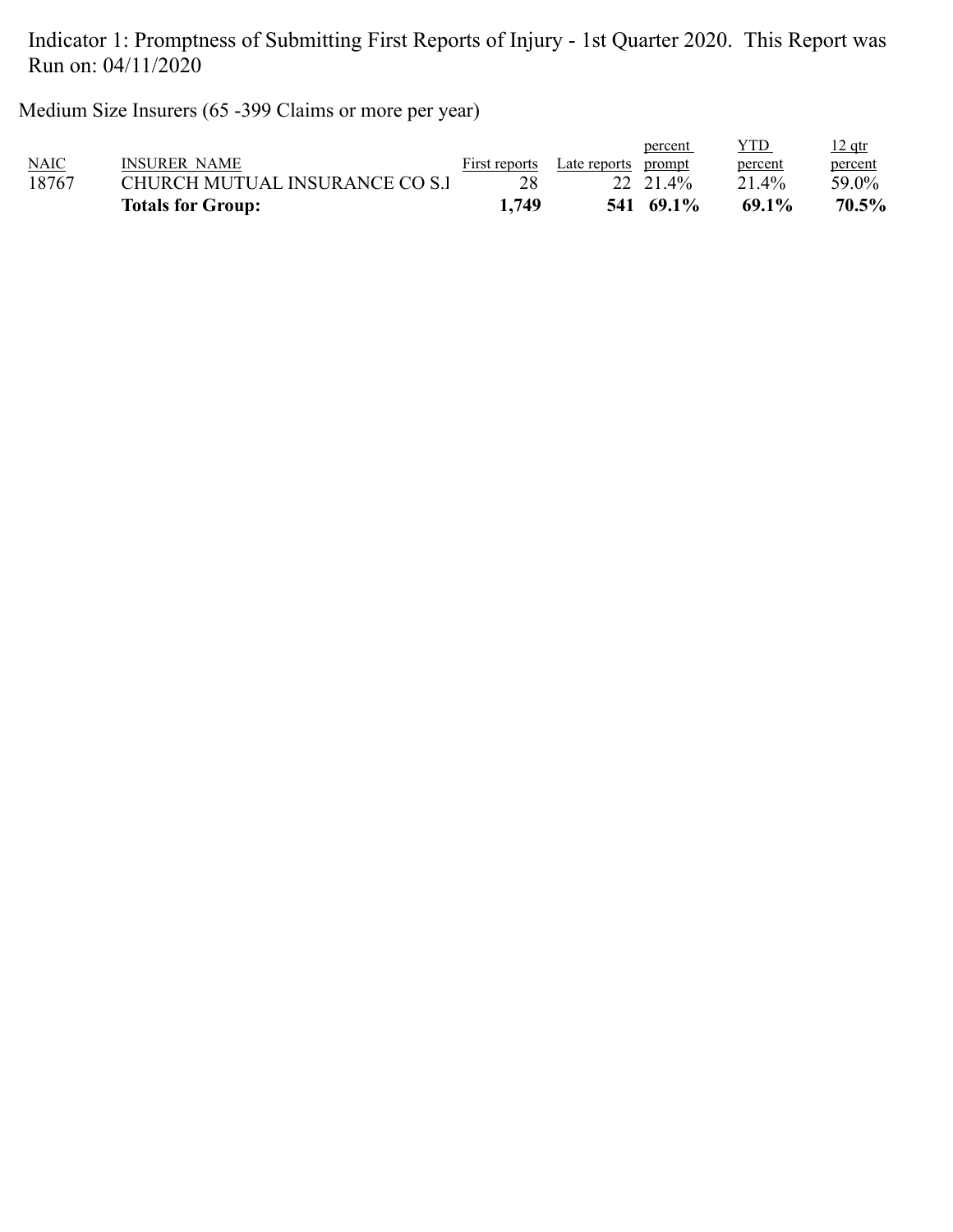Indicator 1: Promptness of Submitting First Reports of Injury - 1st Quarter 2020. This Report was Run on: 04/11/2020

Medium Size Insurers (65 -399 Claims or more per year)

| NAIC | INSURER NAME | First reports | Late reports | percent prompt | YTD percent | 12 qtr percent |
|---|---|---|---|---|---|---|
| 18767 | CHURCH MUTUAL INSURANCE CO S.I | 28 | 22 | 21.4% | 21.4% | 59.0% |
| | **Totals for Group:** | **1,749** | **541** | **69.1%** | **69.1%** | **70.5%** |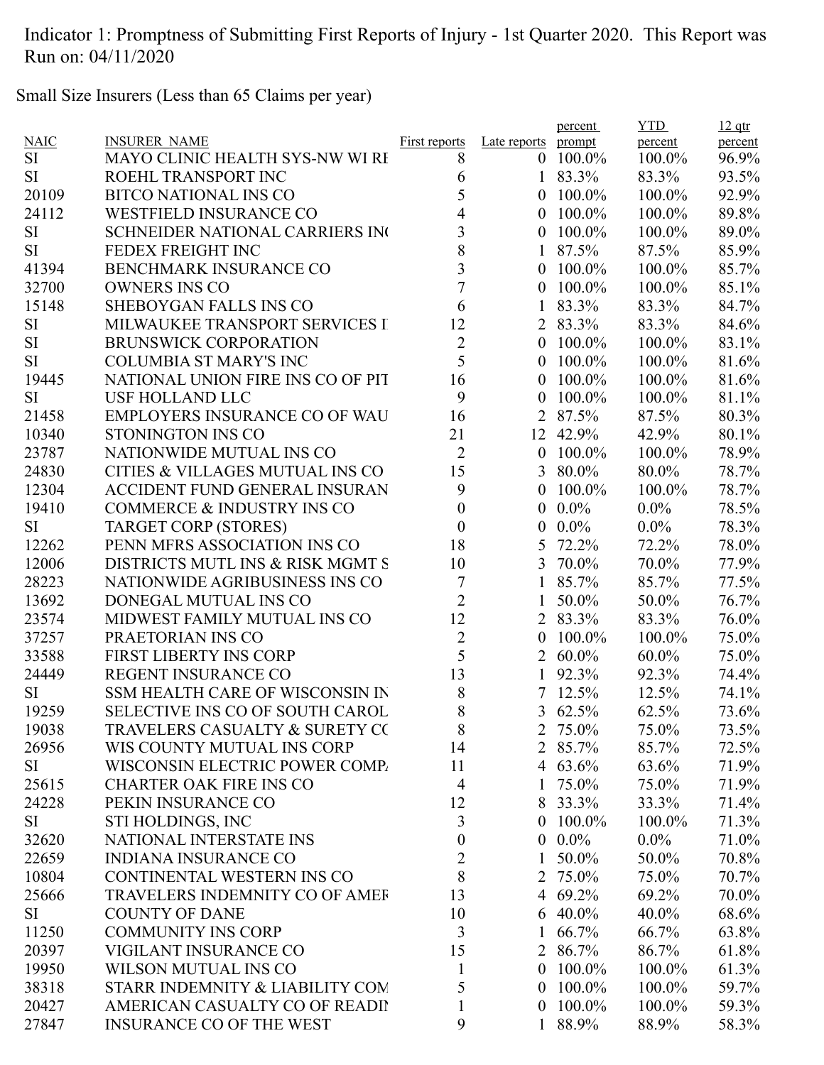Indicator 1: Promptness of Submitting First Reports of Injury - 1st Quarter 2020. This Report was Run on: 04/11/2020

Small Size Insurers (Less than 65 Claims per year)

| NAIC | INSURER_NAME | First reports | Late reports | percent prompt | YTD percent | 12 qtr percent |
|---|---|---|---|---|---|---|
| SI | MAYO CLINIC HEALTH SYS-NW WI RI | 8 | 0 | 100.0% | 100.0% | 96.9% |
| SI | ROEHL TRANSPORT INC | 6 | 1 | 83.3% | 83.3% | 93.5% |
| 20109 | BITCO NATIONAL INS CO | 5 | 0 | 100.0% | 100.0% | 92.9% |
| 24112 | WESTFIELD INSURANCE CO | 4 | 0 | 100.0% | 100.0% | 89.8% |
| SI | SCHNEIDER NATIONAL CARRIERS IN( | 3 | 0 | 100.0% | 100.0% | 89.0% |
| SI | FEDEX FREIGHT INC | 8 | 1 | 87.5% | 87.5% | 85.9% |
| 41394 | BENCHMARK INSURANCE CO | 3 | 0 | 100.0% | 100.0% | 85.7% |
| 32700 | OWNERS INS CO | 7 | 0 | 100.0% | 100.0% | 85.1% |
| 15148 | SHEBOYGAN FALLS INS CO | 6 | 1 | 83.3% | 83.3% | 84.7% |
| SI | MILWAUKEE TRANSPORT SERVICES I | 12 | 2 | 83.3% | 83.3% | 84.6% |
| SI | BRUNSWICK CORPORATION | 2 | 0 | 100.0% | 100.0% | 83.1% |
| SI | COLUMBIA ST MARY'S INC | 5 | 0 | 100.0% | 100.0% | 81.6% |
| 19445 | NATIONAL UNION FIRE INS CO OF PIT | 16 | 0 | 100.0% | 100.0% | 81.6% |
| SI | USF HOLLAND LLC | 9 | 0 | 100.0% | 100.0% | 81.1% |
| 21458 | EMPLOYERS INSURANCE CO OF WAU | 16 | 2 | 87.5% | 87.5% | 80.3% |
| 10340 | STONINGTON INS CO | 21 | 12 | 42.9% | 42.9% | 80.1% |
| 23787 | NATIONWIDE MUTUAL INS CO | 2 | 0 | 100.0% | 100.0% | 78.9% |
| 24830 | CITIES & VILLAGES MUTUAL INS CO | 15 | 3 | 80.0% | 80.0% | 78.7% |
| 12304 | ACCIDENT FUND GENERAL INSURAN | 9 | 0 | 100.0% | 100.0% | 78.7% |
| 19410 | COMMERCE & INDUSTRY INS CO | 0 | 0 | 0.0% | 0.0% | 78.5% |
| SI | TARGET CORP (STORES) | 0 | 0 | 0.0% | 0.0% | 78.3% |
| 12262 | PENN MFRS ASSOCIATION INS CO | 18 | 5 | 72.2% | 72.2% | 78.0% |
| 12006 | DISTRICTS MUTL INS & RISK MGMT S | 10 | 3 | 70.0% | 70.0% | 77.9% |
| 28223 | NATIONWIDE AGRIBUSINESS INS CO | 7 | 1 | 85.7% | 85.7% | 77.5% |
| 13692 | DONEGAL MUTUAL INS CO | 2 | 1 | 50.0% | 50.0% | 76.7% |
| 23574 | MIDWEST FAMILY MUTUAL INS CO | 12 | 2 | 83.3% | 83.3% | 76.0% |
| 37257 | PRAETORIAN INS CO | 2 | 0 | 100.0% | 100.0% | 75.0% |
| 33588 | FIRST LIBERTY INS CORP | 5 | 2 | 60.0% | 60.0% | 75.0% |
| 24449 | REGENT INSURANCE CO | 13 | 1 | 92.3% | 92.3% | 74.4% |
| SI | SSM HEALTH CARE OF WISCONSIN IN | 8 | 7 | 12.5% | 12.5% | 74.1% |
| 19259 | SELECTIVE INS CO OF SOUTH CAROL | 8 | 3 | 62.5% | 62.5% | 73.6% |
| 19038 | TRAVELERS CASUALTY & SURETY C( | 8 | 2 | 75.0% | 75.0% | 73.5% |
| 26956 | WIS COUNTY MUTUAL INS CORP | 14 | 2 | 85.7% | 85.7% | 72.5% |
| SI | WISCONSIN ELECTRIC POWER COMP. | 11 | 4 | 63.6% | 63.6% | 71.9% |
| 25615 | CHARTER OAK FIRE INS CO | 4 | 1 | 75.0% | 75.0% | 71.9% |
| 24228 | PEKIN INSURANCE CO | 12 | 8 | 33.3% | 33.3% | 71.4% |
| SI | STI HOLDINGS, INC | 3 | 0 | 100.0% | 100.0% | 71.3% |
| 32620 | NATIONAL INTERSTATE INS | 0 | 0 | 0.0% | 0.0% | 71.0% |
| 22659 | INDIANA INSURANCE CO | 2 | 1 | 50.0% | 50.0% | 70.8% |
| 10804 | CONTINENTAL WESTERN INS CO | 8 | 2 | 75.0% | 75.0% | 70.7% |
| 25666 | TRAVELERS INDEMNITY CO OF AMEF | 13 | 4 | 69.2% | 69.2% | 70.0% |
| SI | COUNTY OF DANE | 10 | 6 | 40.0% | 40.0% | 68.6% |
| 11250 | COMMUNITY INS CORP | 3 | 1 | 66.7% | 66.7% | 63.8% |
| 20397 | VIGILANT INSURANCE CO | 15 | 2 | 86.7% | 86.7% | 61.8% |
| 19950 | WILSON MUTUAL INS CO | 1 | 0 | 100.0% | 100.0% | 61.3% |
| 38318 | STARR INDEMNITY & LIABILITY COM | 5 | 0 | 100.0% | 100.0% | 59.7% |
| 20427 | AMERICAN CASUALTY CO OF READII | 1 | 0 | 100.0% | 100.0% | 59.3% |
| 27847 | INSURANCE CO OF THE WEST | 9 | 1 | 88.9% | 88.9% | 58.3% |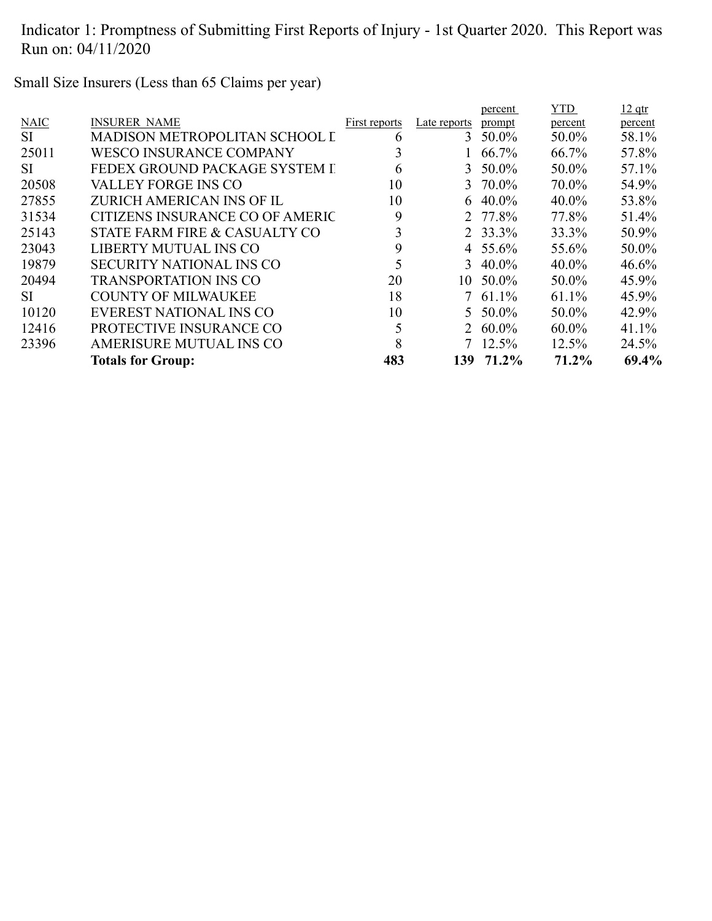Indicator 1: Promptness of Submitting First Reports of Injury - 1st Quarter 2020. This Report was Run on: 04/11/2020

Small Size Insurers (Less than 65 Claims per year)

| NAIC | INSURER_NAME | First reports | Late reports | percent prompt | YTD percent | 12 qtr percent |
|---|---|---|---|---|---|---|
| SI | MADISON METROPOLITAN SCHOOL D | 6 | 3 | 50.0% | 50.0% | 58.1% |
| 25011 | WESCO INSURANCE COMPANY | 3 | 1 | 66.7% | 66.7% | 57.8% |
| SI | FEDEX GROUND PACKAGE SYSTEM II | 6 | 3 | 50.0% | 50.0% | 57.1% |
| 20508 | VALLEY FORGE INS CO | 10 | 3 | 70.0% | 70.0% | 54.9% |
| 27855 | ZURICH AMERICAN INS OF IL | 10 | 6 | 40.0% | 40.0% | 53.8% |
| 31534 | CITIZENS INSURANCE CO OF AMERIC | 9 | 2 | 77.8% | 77.8% | 51.4% |
| 25143 | STATE FARM FIRE & CASUALTY CO | 3 | 2 | 33.3% | 33.3% | 50.9% |
| 23043 | LIBERTY MUTUAL INS CO | 9 | 4 | 55.6% | 55.6% | 50.0% |
| 19879 | SECURITY NATIONAL INS CO | 5 | 3 | 40.0% | 40.0% | 46.6% |
| 20494 | TRANSPORTATION INS CO | 20 | 10 | 50.0% | 50.0% | 45.9% |
| SI | COUNTY OF MILWAUKEE | 18 | 7 | 61.1% | 61.1% | 45.9% |
| 10120 | EVEREST NATIONAL INS CO | 10 | 5 | 50.0% | 50.0% | 42.9% |
| 12416 | PROTECTIVE INSURANCE CO | 5 | 2 | 60.0% | 60.0% | 41.1% |
| 23396 | AMERISURE MUTUAL INS CO | 8 | 7 | 12.5% | 12.5% | 24.5% |
| | **Totals for Group:** | **483** | **139** | **71.2%** | **71.2%** | **69.4%** |